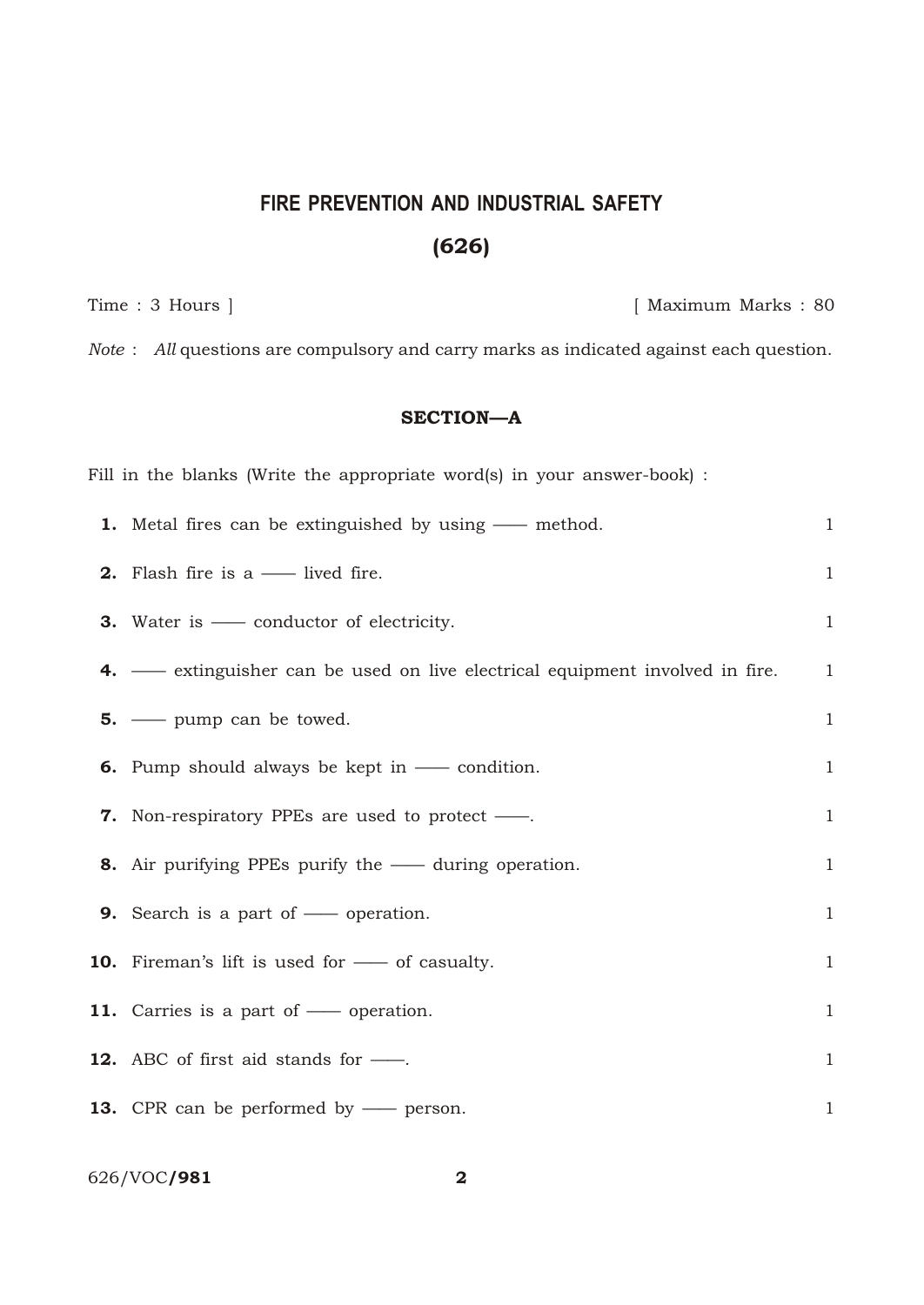# FIRE PREVENTION AND INDUSTRIAL SAFETY

## (626)

Time : 3 Hours ] [ Maximum Marks : 80

*Note* : *All* questions are compulsory and carry marks as indicated against each question.

### SECTION—A

Fill in the blanks (Write the appropriate word(s) in your answer-book) :

**1.** Metal fires can be extinguished by using —— method. 1

**2.** Flash fire is a —— lived fire. 1

**3.** Water is —— conductor of electricity. 1

**4.** —— extinguisher can be used on live electrical equipment involved in fire. 1

**5.** —— pump can be towed. 1

**6.** Pump should always be kept in —— condition. 1

**7.** Non-respiratory PPEs are used to protect ——. 1

**8.** Air purifying PPEs purify the —— during operation. 1

**9.** Search is a part of —— operation. 1

**10.** Fireman's lift is used for —— of casualty. 1

**11.** Carries is a part of —— operation. 1

**12.** ABC of first aid stands for ——. 1

**13.** CPR can be performed by —— person. 1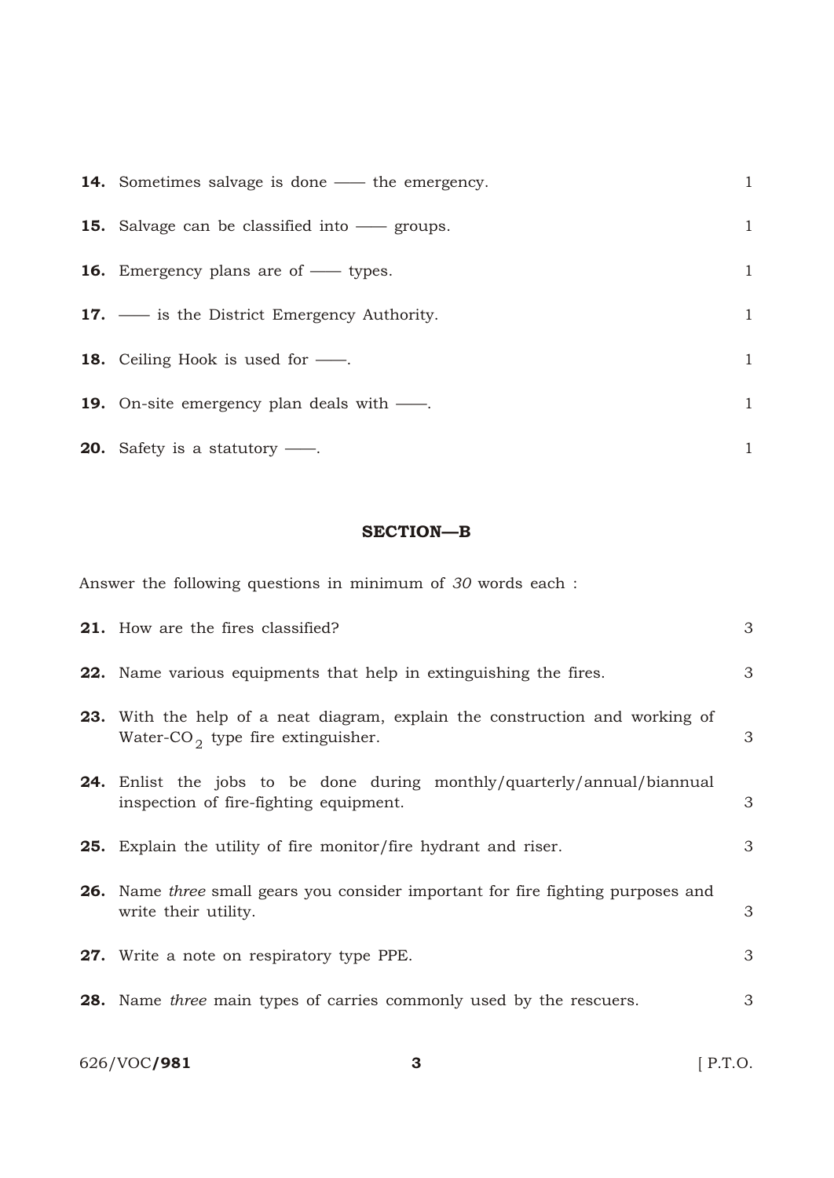**14.** Sometimes salvage is done —— the emergency. 1

**15.** Salvage can be classified into —— groups. 1

**16.** Emergency plans are of —— types. 1

**17.** —— is the District Emergency Authority. 1

**18.** Ceiling Hook is used for ——. 1

**19.** On-site emergency plan deals with ——. 1

**20.** Safety is a statutory ——. 1

## SECTION—B

Answer the following questions in minimum of *30* words each :

**21.** How are the fires classified? 3

**22.** Name various equipments that help in extinguishing the fires. 3

**23.** With the help of a neat diagram, explain the construction and working of Water-$CO_2$ type fire extinguisher. 3

**24.** Enlist the jobs to be done during monthly/quarterly/annual/biannual inspection of fire-fighting equipment. 3

**25.** Explain the utility of fire monitor/fire hydrant and riser. 3

**26.** Name *three* small gears you consider important for fire fighting purposes and write their utility. 3

**27.** Write a note on respiratory type PPE. 3

**28.** Name *three* main types of carries commonly used by the rescuers. 3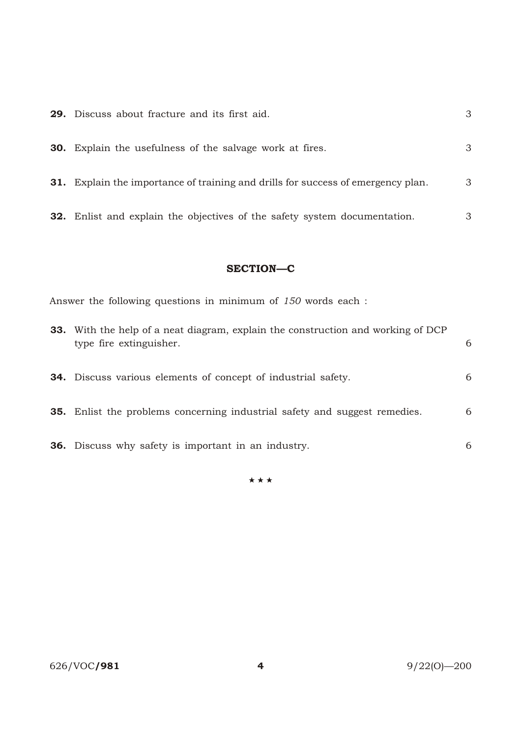**29.** Discuss about fracture and its first aid. 3

**30.** Explain the usefulness of the salvage work at fires. 3

**31.** Explain the importance of training and drills for success of emergency plan. 3

**32.** Enlist and explain the objectives of the safety system documentation. 3

## SECTION—C

Answer the following questions in minimum of *150* words each :

**33.** With the help of a neat diagram, explain the construction and working of DCP type fire extinguisher. 6

**34.** Discuss various elements of concept of industrial safety. 6

**35.** Enlist the problems concerning industrial safety and suggest remedies. 6

**36.** Discuss why safety is important in an industry. 6

★ ★ ★